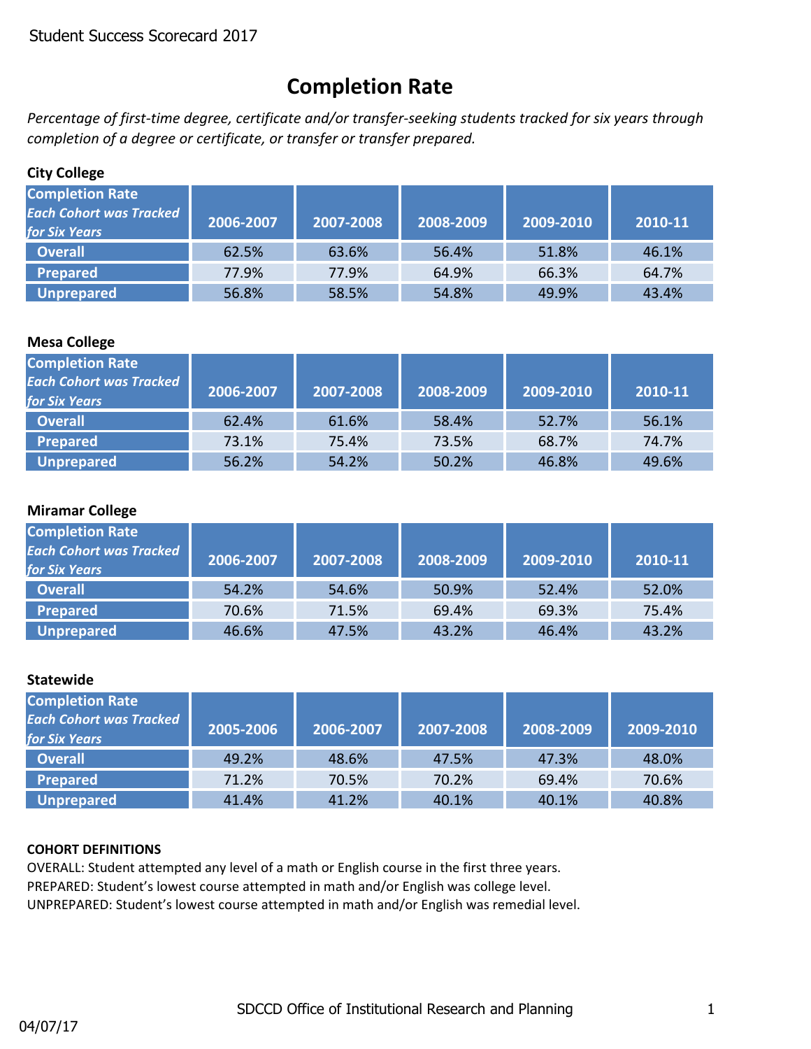Student Success Scorecard 2017

# Completion Rate

*Percentage of first-time degree, certificate and/or transfer-seeking students tracked for six years through completion of a degree or certificate, or transfer or transfer prepared.*

**City College**

| Completion Rate *Each Cohort was Tracked for Six Years* | 2006-2007 | 2007-2008 | 2008-2009 | 2009-2010 | 2010-11 |
|---|---|---|---|---|---|
| Overall | 62.5% | 63.6% | 56.4% | 51.8% | 46.1% |
| Prepared | 77.9% | 77.9% | 64.9% | 66.3% | 64.7% |
| Unprepared | 56.8% | 58.5% | 54.8% | 49.9% | 43.4% |

**Mesa College**

| Completion Rate *Each Cohort was Tracked for Six Years* | 2006-2007 | 2007-2008 | 2008-2009 | 2009-2010 | 2010-11 |
|---|---|---|---|---|---|
| Overall | 62.4% | 61.6% | 58.4% | 52.7% | 56.1% |
| Prepared | 73.1% | 75.4% | 73.5% | 68.7% | 74.7% |
| Unprepared | 56.2% | 54.2% | 50.2% | 46.8% | 49.6% |

**Miramar College**

| Completion Rate *Each Cohort was Tracked for Six Years* | 2006-2007 | 2007-2008 | 2008-2009 | 2009-2010 | 2010-11 |
|---|---|---|---|---|---|
| Overall | 54.2% | 54.6% | 50.9% | 52.4% | 52.0% |
| Prepared | 70.6% | 71.5% | 69.4% | 69.3% | 75.4% |
| Unprepared | 46.6% | 47.5% | 43.2% | 46.4% | 43.2% |

**Statewide**

| Completion Rate *Each Cohort was Tracked for Six Years* | 2005-2006 | 2006-2007 | 2007-2008 | 2008-2009 | 2009-2010 |
|---|---|---|---|---|---|
| Overall | 49.2% | 48.6% | 47.5% | 47.3% | 48.0% |
| Prepared | 71.2% | 70.5% | 70.2% | 69.4% | 70.6% |
| Unprepared | 41.4% | 41.2% | 40.1% | 40.1% | 40.8% |

**COHORT DEFINITIONS**

OVERALL: Student attempted any level of a math or English course in the first three years.
PREPARED: Student's lowest course attempted in math and/or English was college level.
UNPREPARED: Student's lowest course attempted in math and/or English was remedial level.

SDCCD Office of Institutional Research and Planning

04/07/17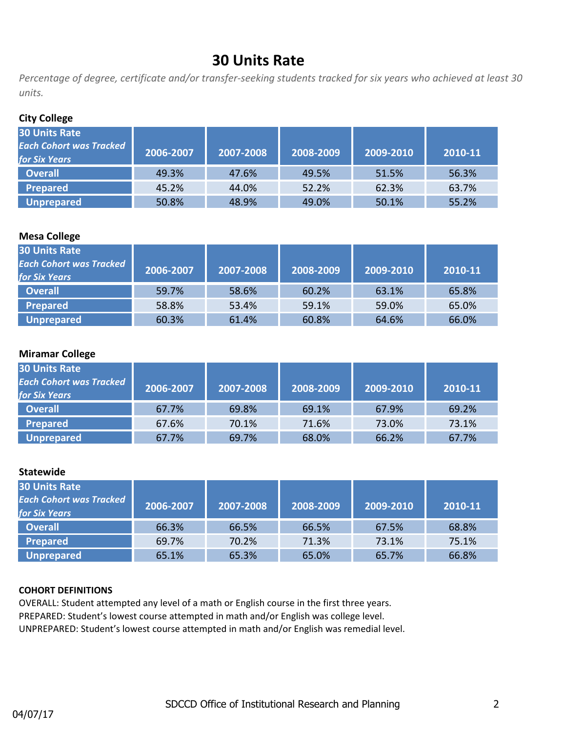# 30 Units Rate

*Percentage of degree, certificate and/or transfer-seeking students tracked for six years who achieved at least 30 units.*

**City College**

| 30 Units Rate *Each Cohort was Tracked for Six Years* | 2006-2007 | 2007-2008 | 2008-2009 | 2009-2010 | 2010-11 |
|---|---|---|---|---|---|
| Overall | 49.3% | 47.6% | 49.5% | 51.5% | 56.3% |
| Prepared | 45.2% | 44.0% | 52.2% | 62.3% | 63.7% |
| Unprepared | 50.8% | 48.9% | 49.0% | 50.1% | 55.2% |

**Mesa College**

| 30 Units Rate *Each Cohort was Tracked for Six Years* | 2006-2007 | 2007-2008 | 2008-2009 | 2009-2010 | 2010-11 |
|---|---|---|---|---|---|
| Overall | 59.7% | 58.6% | 60.2% | 63.1% | 65.8% |
| Prepared | 58.8% | 53.4% | 59.1% | 59.0% | 65.0% |
| Unprepared | 60.3% | 61.4% | 60.8% | 64.6% | 66.0% |

**Miramar College**

| 30 Units Rate *Each Cohort was Tracked for Six Years* | 2006-2007 | 2007-2008 | 2008-2009 | 2009-2010 | 2010-11 |
|---|---|---|---|---|---|
| Overall | 67.7% | 69.8% | 69.1% | 67.9% | 69.2% |
| Prepared | 67.6% | 70.1% | 71.6% | 73.0% | 73.1% |
| Unprepared | 67.7% | 69.7% | 68.0% | 66.2% | 67.7% |

**Statewide**

| 30 Units Rate *Each Cohort was Tracked for Six Years* | 2006-2007 | 2007-2008 | 2008-2009 | 2009-2010 | 2010-11 |
|---|---|---|---|---|---|
| Overall | 66.3% | 66.5% | 66.5% | 67.5% | 68.8% |
| Prepared | 69.7% | 70.2% | 71.3% | 73.1% | 75.1% |
| Unprepared | 65.1% | 65.3% | 65.0% | 65.7% | 66.8% |

**COHORT DEFINITIONS**

OVERALL: Student attempted any level of a math or English course in the first three years.
PREPARED: Student's lowest course attempted in math and/or English was college level.
UNPREPARED: Student's lowest course attempted in math and/or English was remedial level.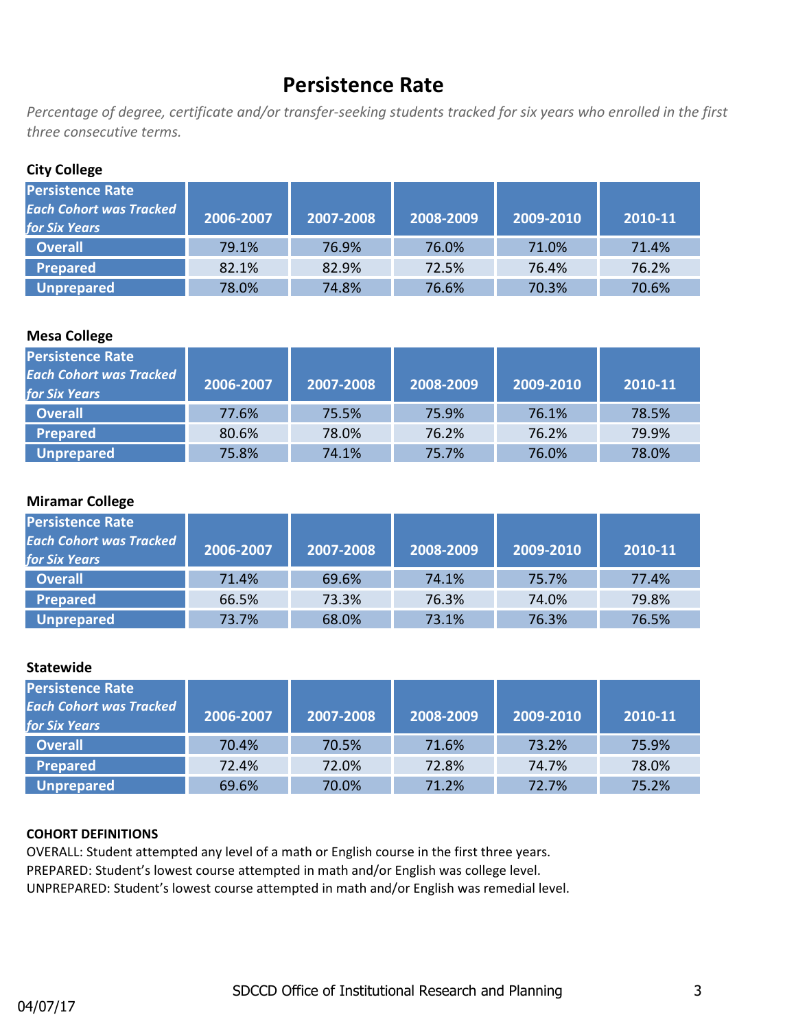# Persistence Rate

*Percentage of degree, certificate and/or transfer-seeking students tracked for six years who enrolled in the first three consecutive terms.*

**City College**

| Persistence Rate *Each Cohort was Tracked for Six Years* | 2006-2007 | 2007-2008 | 2008-2009 | 2009-2010 | 2010-11 |
|---|---|---|---|---|---|
| Overall | 79.1% | 76.9% | 76.0% | 71.0% | 71.4% |
| Prepared | 82.1% | 82.9% | 72.5% | 76.4% | 76.2% |
| Unprepared | 78.0% | 74.8% | 76.6% | 70.3% | 70.6% |

**Mesa College**

| Persistence Rate *Each Cohort was Tracked for Six Years* | 2006-2007 | 2007-2008 | 2008-2009 | 2009-2010 | 2010-11 |
|---|---|---|---|---|---|
| Overall | 77.6% | 75.5% | 75.9% | 76.1% | 78.5% |
| Prepared | 80.6% | 78.0% | 76.2% | 76.2% | 79.9% |
| Unprepared | 75.8% | 74.1% | 75.7% | 76.0% | 78.0% |

**Miramar College**

| Persistence Rate *Each Cohort was Tracked for Six Years* | 2006-2007 | 2007-2008 | 2008-2009 | 2009-2010 | 2010-11 |
|---|---|---|---|---|---|
| Overall | 71.4% | 69.6% | 74.1% | 75.7% | 77.4% |
| Prepared | 66.5% | 73.3% | 76.3% | 74.0% | 79.8% |
| Unprepared | 73.7% | 68.0% | 73.1% | 76.3% | 76.5% |

**Statewide**

| Persistence Rate *Each Cohort was Tracked for Six Years* | 2006-2007 | 2007-2008 | 2008-2009 | 2009-2010 | 2010-11 |
|---|---|---|---|---|---|
| Overall | 70.4% | 70.5% | 71.6% | 73.2% | 75.9% |
| Prepared | 72.4% | 72.0% | 72.8% | 74.7% | 78.0% |
| Unprepared | 69.6% | 70.0% | 71.2% | 72.7% | 75.2% |

**COHORT DEFINITIONS**

OVERALL: Student attempted any level of a math or English course in the first three years.
PREPARED: Student's lowest course attempted in math and/or English was college level.
UNPREPARED: Student's lowest course attempted in math and/or English was remedial level.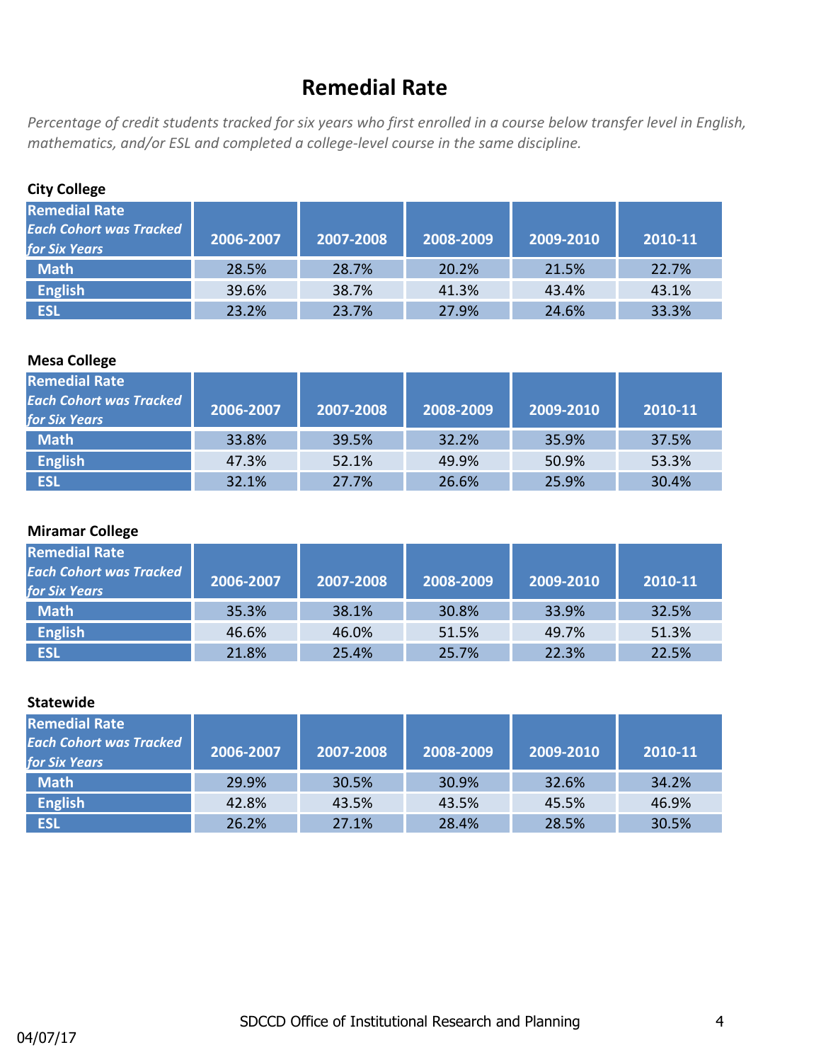# Remedial Rate

*Percentage of credit students tracked for six years who first enrolled in a course below transfer level in English, mathematics, and/or ESL and completed a college-level course in the same discipline.*

**City College**

| Remedial Rate *Each Cohort was Tracked for Six Years* | 2006-2007 | 2007-2008 | 2008-2009 | 2009-2010 | 2010-11 |
|---|---|---|---|---|---|
| Math | 28.5% | 28.7% | 20.2% | 21.5% | 22.7% |
| English | 39.6% | 38.7% | 41.3% | 43.4% | 43.1% |
| ESL | 23.2% | 23.7% | 27.9% | 24.6% | 33.3% |

**Mesa College**

| Remedial Rate *Each Cohort was Tracked for Six Years* | 2006-2007 | 2007-2008 | 2008-2009 | 2009-2010 | 2010-11 |
|---|---|---|---|---|---|
| Math | 33.8% | 39.5% | 32.2% | 35.9% | 37.5% |
| English | 47.3% | 52.1% | 49.9% | 50.9% | 53.3% |
| ESL | 32.1% | 27.7% | 26.6% | 25.9% | 30.4% |

**Miramar College**

| Remedial Rate *Each Cohort was Tracked for Six Years* | 2006-2007 | 2007-2008 | 2008-2009 | 2009-2010 | 2010-11 |
|---|---|---|---|---|---|
| Math | 35.3% | 38.1% | 30.8% | 33.9% | 32.5% |
| English | 46.6% | 46.0% | 51.5% | 49.7% | 51.3% |
| ESL | 21.8% | 25.4% | 25.7% | 22.3% | 22.5% |

**Statewide**

| Remedial Rate *Each Cohort was Tracked for Six Years* | 2006-2007 | 2007-2008 | 2008-2009 | 2009-2010 | 2010-11 |
|---|---|---|---|---|---|
| Math | 29.9% | 30.5% | 30.9% | 32.6% | 34.2% |
| English | 42.8% | 43.5% | 43.5% | 45.5% | 46.9% |
| ESL | 26.2% | 27.1% | 28.4% | 28.5% | 30.5% |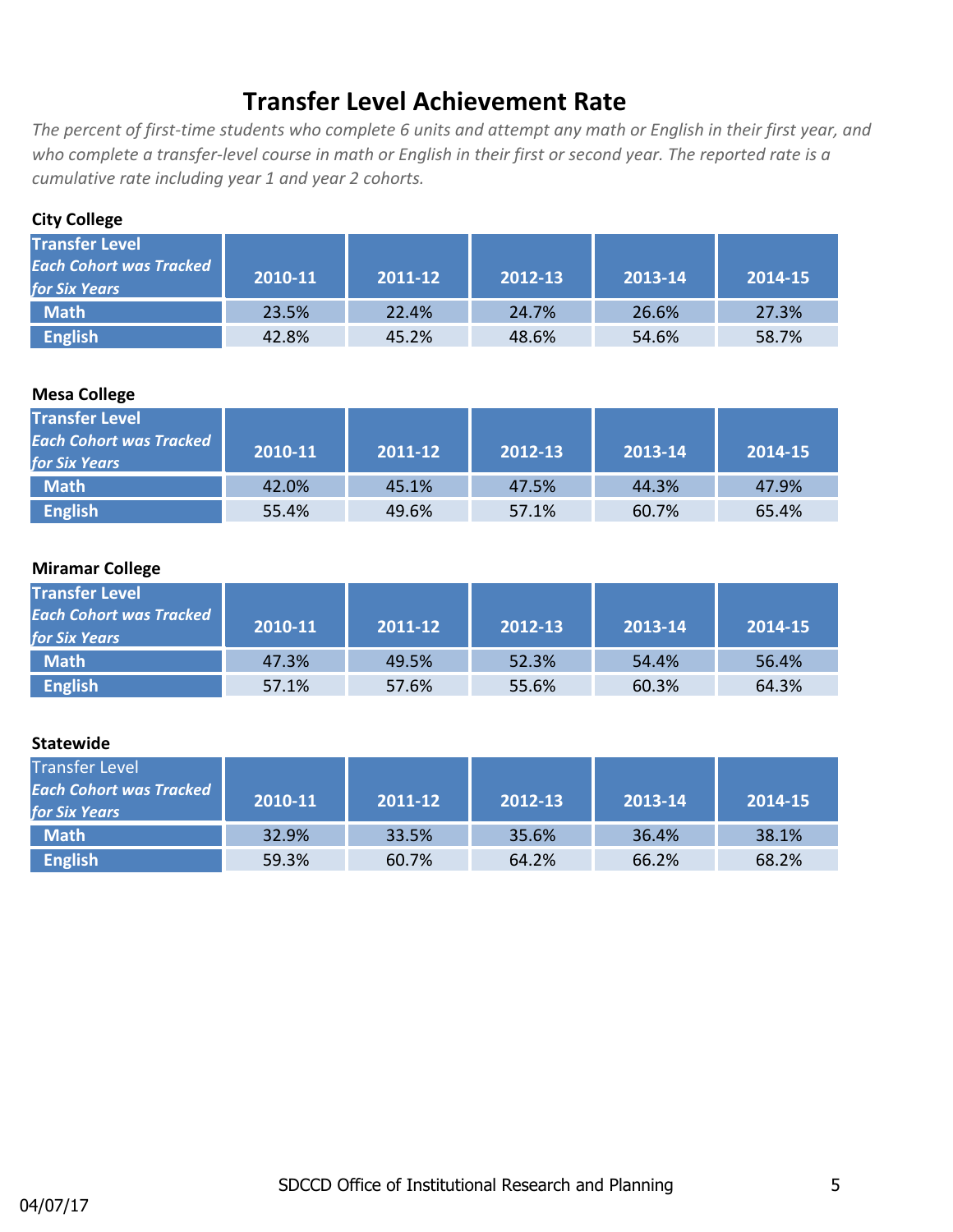# Transfer Level Achievement Rate

*The percent of first-time students who complete 6 units and attempt any math or English in their first year, and who complete a transfer-level course in math or English in their first or second year. The reported rate is a cumulative rate including year 1 and year 2 cohorts.*

**City College**

| Transfer Level *Each Cohort was Tracked for Six Years* | 2010-11 | 2011-12 | 2012-13 | 2013-14 | 2014-15 |
|---|---|---|---|---|---|
| Math | 23.5% | 22.4% | 24.7% | 26.6% | 27.3% |
| English | 42.8% | 45.2% | 48.6% | 54.6% | 58.7% |

**Mesa College**

| Transfer Level *Each Cohort was Tracked for Six Years* | 2010-11 | 2011-12 | 2012-13 | 2013-14 | 2014-15 |
|---|---|---|---|---|---|
| Math | 42.0% | 45.1% | 47.5% | 44.3% | 47.9% |
| English | 55.4% | 49.6% | 57.1% | 60.7% | 65.4% |

**Miramar College**

| Transfer Level *Each Cohort was Tracked for Six Years* | 2010-11 | 2011-12 | 2012-13 | 2013-14 | 2014-15 |
|---|---|---|---|---|---|
| Math | 47.3% | 49.5% | 52.3% | 54.4% | 56.4% |
| English | 57.1% | 57.6% | 55.6% | 60.3% | 64.3% |

**Statewide**

| Transfer Level *Each Cohort was Tracked for Six Years* | 2010-11 | 2011-12 | 2012-13 | 2013-14 | 2014-15 |
|---|---|---|---|---|---|
| Math | 32.9% | 33.5% | 35.6% | 36.4% | 38.1% |
| English | 59.3% | 60.7% | 64.2% | 66.2% | 68.2% |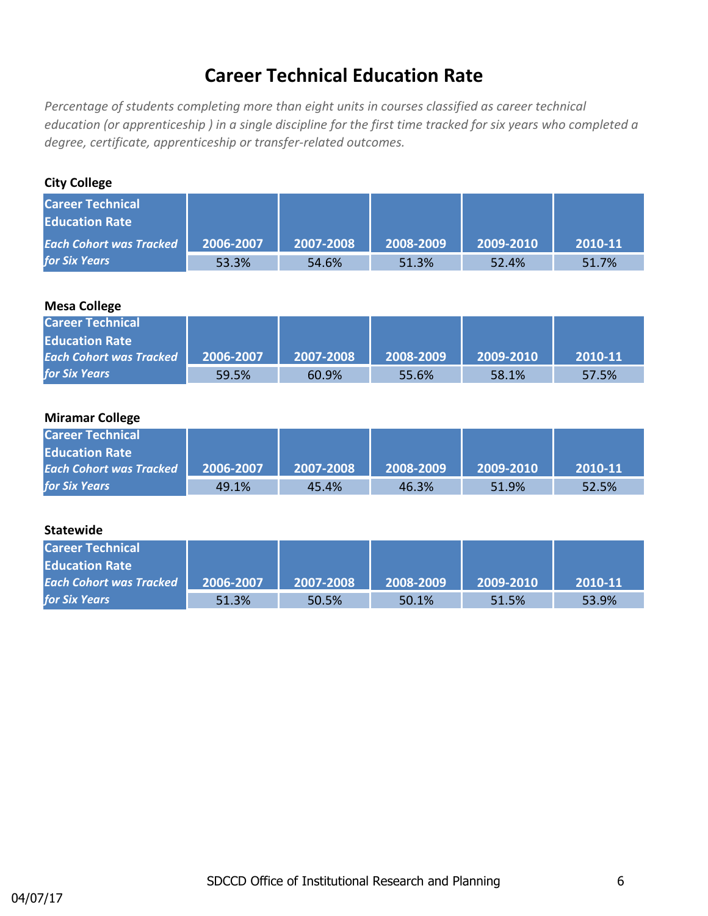# Career Technical Education Rate

*Percentage of students completing more than eight units in courses classified as career technical education (or apprenticeship ) in a single discipline for the first time tracked for six years who completed a degree, certificate, apprenticeship or transfer-related outcomes.*

**City College**

| Career Technical Education Rate *Each Cohort was Tracked for Six Years* | 2006-2007 | 2007-2008 | 2008-2009 | 2009-2010 | 2010-11 |
|---|---|---|---|---|---|
| | 53.3% | 54.6% | 51.3% | 52.4% | 51.7% |

**Mesa College**

| Career Technical Education Rate *Each Cohort was Tracked for Six Years* | 2006-2007 | 2007-2008 | 2008-2009 | 2009-2010 | 2010-11 |
|---|---|---|---|---|---|
| | 59.5% | 60.9% | 55.6% | 58.1% | 57.5% |

**Miramar College**

| Career Technical Education Rate *Each Cohort was Tracked for Six Years* | 2006-2007 | 2007-2008 | 2008-2009 | 2009-2010 | 2010-11 |
|---|---|---|---|---|---|
| | 49.1% | 45.4% | 46.3% | 51.9% | 52.5% |

**Statewide**

| Career Technical Education Rate *Each Cohort was Tracked for Six Years* | 2006-2007 | 2007-2008 | 2008-2009 | 2009-2010 | 2010-11 |
|---|---|---|---|---|---|
| | 51.3% | 50.5% | 50.1% | 51.5% | 53.9% |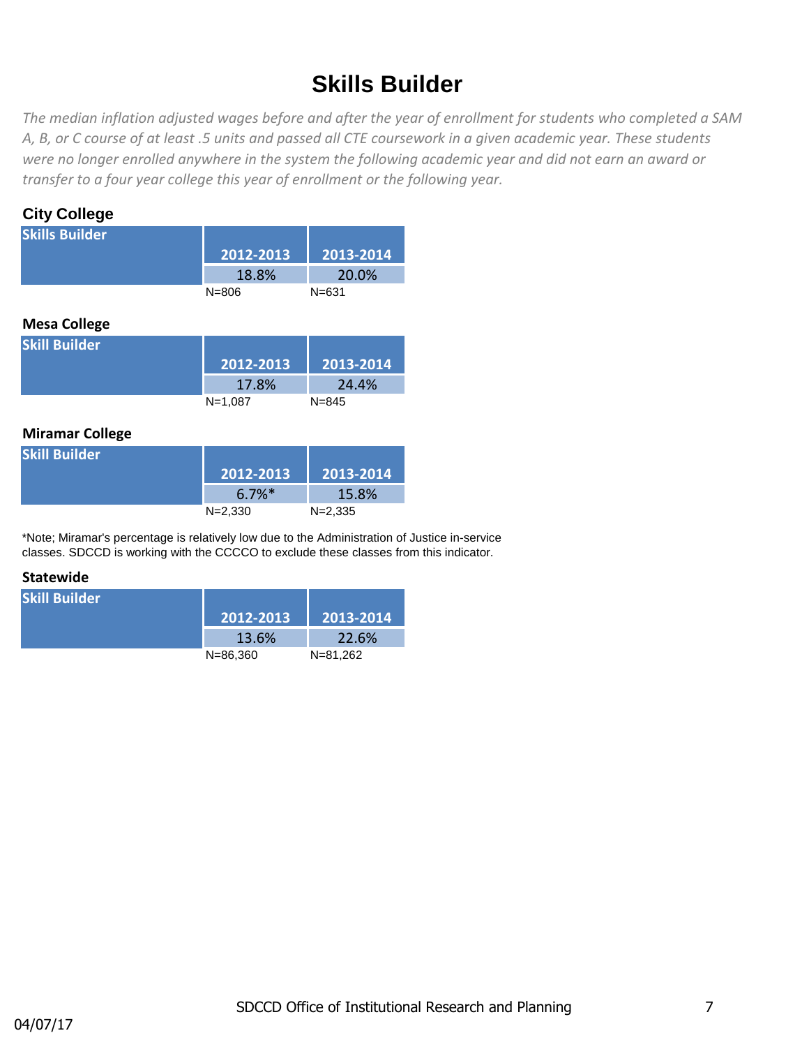# Skills Builder

*The median inflation adjusted wages before and after the year of enrollment for students who completed a SAM A, B, or C course of at least .5 units and passed all CTE coursework in a given academic year. These students were no longer enrolled anywhere in the system the following academic year and did not earn an award or transfer to a four year college this year of enrollment or the following year.*

## City College

| Skills Builder | 2012-2013 | 2013-2014 |
|---|---|---|
| | 18.8% | 20.0% |
| | N=806 | N=631 |

## Mesa College

| Skill Builder | 2012-2013 | 2013-2014 |
|---|---|---|
| | 17.8% | 24.4% |
| | N=1,087 | N=845 |

## Miramar College

| Skill Builder | 2012-2013 | 2013-2014 |
|---|---|---|
| | 6.7%* | 15.8% |
| | N=2,330 | N=2,335 |

*Note; Miramar's percentage is relatively low due to the Administration of Justice in-service classes. SDCCD is working with the CCCCO to exclude these classes from this indicator.

## Statewide

| Skill Builder | 2012-2013 | 2013-2014 |
|---|---|---|
| | 13.6% | 22.6% |
| | N=86,360 | N=81,262 |

SDCCD Office of Institutional Research and Planning

04/07/17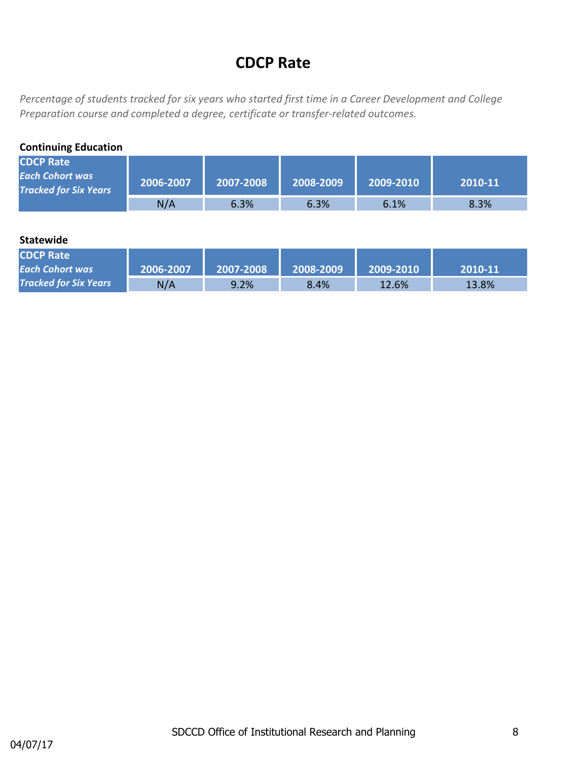# CDCP Rate

*Percentage of students tracked for six years who started first time in a Career Development and College Preparation course and completed a degree, certificate or transfer-related outcomes.*

**Continuing Education**

| CDCP Rate *Each Cohort was Tracked for Six Years* | 2006-2007 | 2007-2008 | 2008-2009 | 2009-2010 | 2010-11 |
|---|---|---|---|---|---|
| | N/A | 6.3% | 6.3% | 6.1% | 8.3% |

**Statewide**

| CDCP Rate *Each Cohort was Tracked for Six Years* | 2006-2007 | 2007-2008 | 2008-2009 | 2009-2010 | 2010-11 |
|---|---|---|---|---|---|
| | N/A | 9.2% | 8.4% | 12.6% | 13.8% |